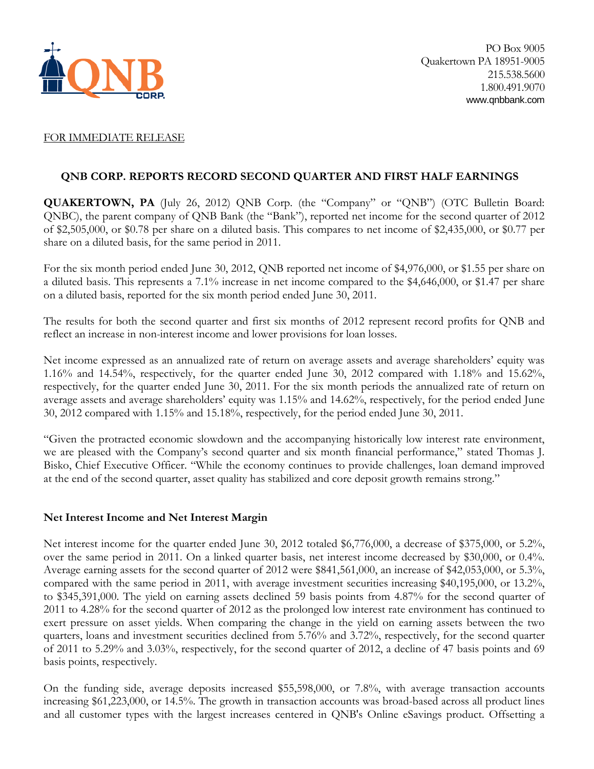PO Box 9005
Quakertown PA 18951-9005
215.538.5600
1.800.491.9070
www.qnbbank.com

FOR IMMEDIATE RELEASE

## QNB CORP. REPORTS RECORD SECOND QUARTER AND FIRST HALF EARNINGS

**QUAKERTOWN, PA** (July 26, 2012) QNB Corp. (the "Company" or "QNB") (OTC Bulletin Board: QNBC), the parent company of QNB Bank (the "Bank"), reported net income for the second quarter of 2012 of $2,505,000, or $0.78 per share on a diluted basis. This compares to net income of $2,435,000, or $0.77 per share on a diluted basis, for the same period in 2011.

For the six month period ended June 30, 2012, QNB reported net income of $4,976,000, or $1.55 per share on a diluted basis. This represents a 7.1% increase in net income compared to the $4,646,000, or $1.47 per share on a diluted basis, reported for the six month period ended June 30, 2011.

The results for both the second quarter and first six months of 2012 represent record profits for QNB and reflect an increase in non-interest income and lower provisions for loan losses.

Net income expressed as an annualized rate of return on average assets and average shareholders' equity was 1.16% and 14.54%, respectively, for the quarter ended June 30, 2012 compared with 1.18% and 15.62%, respectively, for the quarter ended June 30, 2011. For the six month periods the annualized rate of return on average assets and average shareholders' equity was 1.15% and 14.62%, respectively, for the period ended June 30, 2012 compared with 1.15% and 15.18%, respectively, for the period ended June 30, 2011.

"Given the protracted economic slowdown and the accompanying historically low interest rate environment, we are pleased with the Company's second quarter and six month financial performance," stated Thomas J. Bisko, Chief Executive Officer. "While the economy continues to provide challenges, loan demand improved at the end of the second quarter, asset quality has stabilized and core deposit growth remains strong."

### Net Interest Income and Net Interest Margin

Net interest income for the quarter ended June 30, 2012 totaled $6,776,000, a decrease of $375,000, or 5.2%, over the same period in 2011. On a linked quarter basis, net interest income decreased by $30,000, or 0.4%. Average earning assets for the second quarter of 2012 were $841,561,000, an increase of $42,053,000, or 5.3%, compared with the same period in 2011, with average investment securities increasing $40,195,000, or 13.2%, to $345,391,000. The yield on earning assets declined 59 basis points from 4.87% for the second quarter of 2011 to 4.28% for the second quarter of 2012 as the prolonged low interest rate environment has continued to exert pressure on asset yields. When comparing the change in the yield on earning assets between the two quarters, loans and investment securities declined from 5.76% and 3.72%, respectively, for the second quarter of 2011 to 5.29% and 3.03%, respectively, for the second quarter of 2012, a decline of 47 basis points and 69 basis points, respectively.

On the funding side, average deposits increased $55,598,000, or 7.8%, with average transaction accounts increasing $61,223,000, or 14.5%. The growth in transaction accounts was broad-based across all product lines and all customer types with the largest increases centered in QNB's Online eSavings product. Offsetting a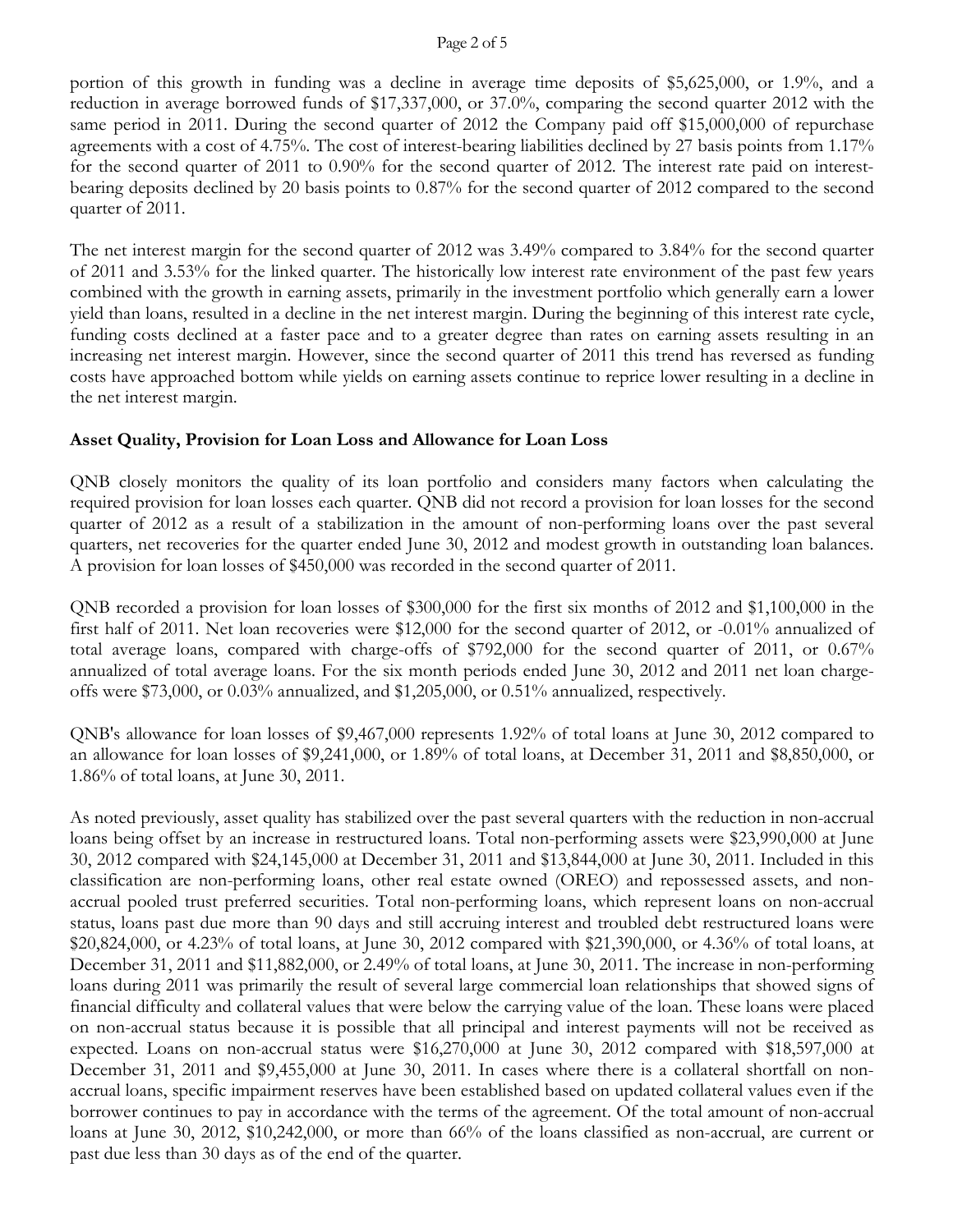portion of this growth in funding was a decline in average time deposits of $5,625,000, or 1.9%, and a reduction in average borrowed funds of $17,337,000, or 37.0%, comparing the second quarter 2012 with the same period in 2011. During the second quarter of 2012 the Company paid off $15,000,000 of repurchase agreements with a cost of 4.75%. The cost of interest-bearing liabilities declined by 27 basis points from 1.17% for the second quarter of 2011 to 0.90% for the second quarter of 2012. The interest rate paid on interest-bearing deposits declined by 20 basis points to 0.87% for the second quarter of 2012 compared to the second quarter of 2011.

The net interest margin for the second quarter of 2012 was 3.49% compared to 3.84% for the second quarter of 2011 and 3.53% for the linked quarter. The historically low interest rate environment of the past few years combined with the growth in earning assets, primarily in the investment portfolio which generally earn a lower yield than loans, resulted in a decline in the net interest margin. During the beginning of this interest rate cycle, funding costs declined at a faster pace and to a greater degree than rates on earning assets resulting in an increasing net interest margin. However, since the second quarter of 2011 this trend has reversed as funding costs have approached bottom while yields on earning assets continue to reprice lower resulting in a decline in the net interest margin.

**Asset Quality, Provision for Loan Loss and Allowance for Loan Loss**

QNB closely monitors the quality of its loan portfolio and considers many factors when calculating the required provision for loan losses each quarter. QNB did not record a provision for loan losses for the second quarter of 2012 as a result of a stabilization in the amount of non-performing loans over the past several quarters, net recoveries for the quarter ended June 30, 2012 and modest growth in outstanding loan balances. A provision for loan losses of $450,000 was recorded in the second quarter of 2011.

QNB recorded a provision for loan losses of $300,000 for the first six months of 2012 and $1,100,000 in the first half of 2011. Net loan recoveries were $12,000 for the second quarter of 2012, or -0.01% annualized of total average loans, compared with charge-offs of $792,000 for the second quarter of 2011, or 0.67% annualized of total average loans. For the six month periods ended June 30, 2012 and 2011 net loan charge-offs were $73,000, or 0.03% annualized, and $1,205,000, or 0.51% annualized, respectively.

QNB's allowance for loan losses of $9,467,000 represents 1.92% of total loans at June 30, 2012 compared to an allowance for loan losses of $9,241,000, or 1.89% of total loans, at December 31, 2011 and $8,850,000, or 1.86% of total loans, at June 30, 2011.

As noted previously, asset quality has stabilized over the past several quarters with the reduction in non-accrual loans being offset by an increase in restructured loans. Total non-performing assets were $23,990,000 at June 30, 2012 compared with $24,145,000 at December 31, 2011 and $13,844,000 at June 30, 2011. Included in this classification are non-performing loans, other real estate owned (OREO) and repossessed assets, and non-accrual pooled trust preferred securities. Total non-performing loans, which represent loans on non-accrual status, loans past due more than 90 days and still accruing interest and troubled debt restructured loans were $20,824,000, or 4.23% of total loans, at June 30, 2012 compared with $21,390,000, or 4.36% of total loans, at December 31, 2011 and $11,882,000, or 2.49% of total loans, at June 30, 2011. The increase in non-performing loans during 2011 was primarily the result of several large commercial loan relationships that showed signs of financial difficulty and collateral values that were below the carrying value of the loan. These loans were placed on non-accrual status because it is possible that all principal and interest payments will not be received as expected. Loans on non-accrual status were $16,270,000 at June 30, 2012 compared with $18,597,000 at December 31, 2011 and $9,455,000 at June 30, 2011. In cases where there is a collateral shortfall on non-accrual loans, specific impairment reserves have been established based on updated collateral values even if the borrower continues to pay in accordance with the terms of the agreement. Of the total amount of non-accrual loans at June 30, 2012, $10,242,000, or more than 66% of the loans classified as non-accrual, are current or past due less than 30 days as of the end of the quarter.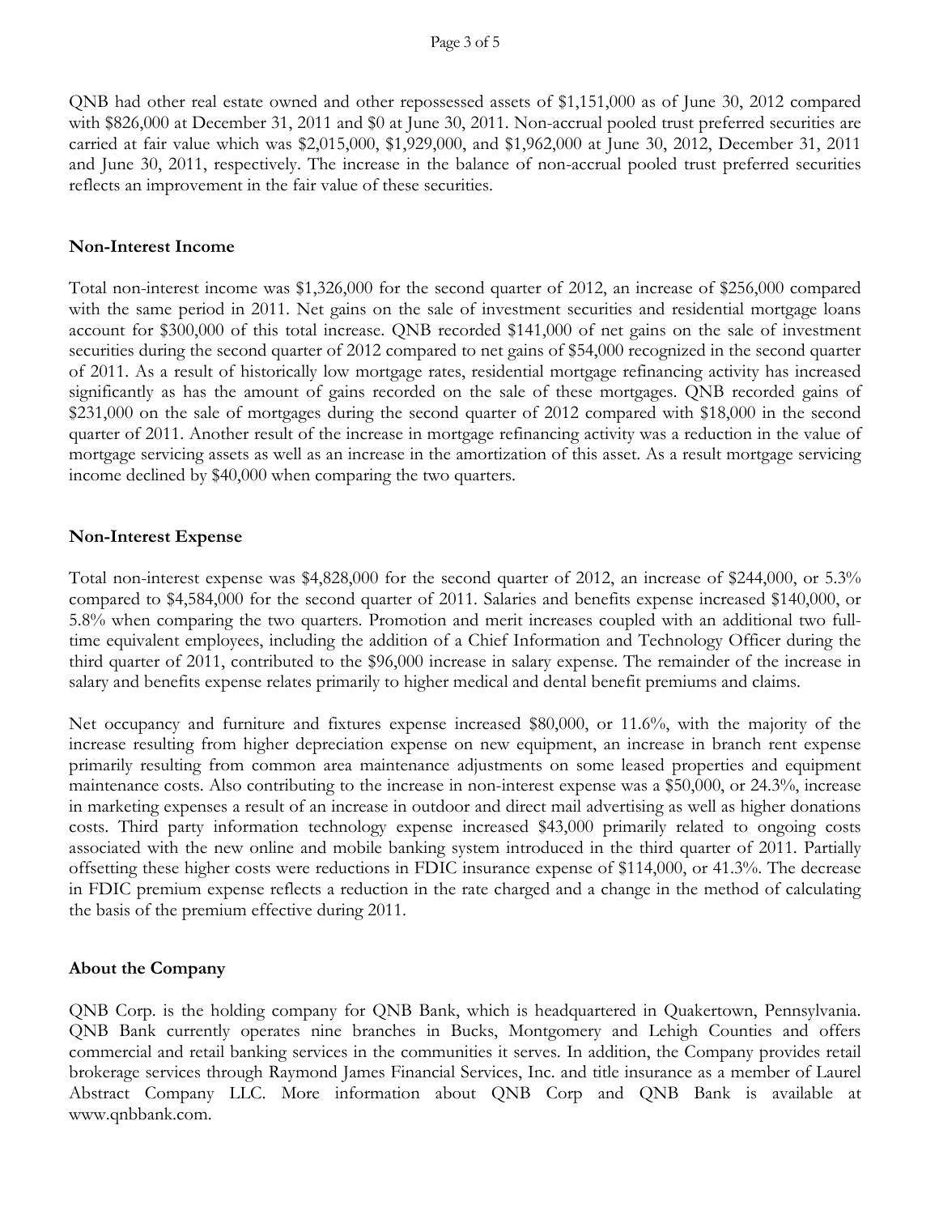QNB had other real estate owned and other repossessed assets of $1,151,000 as of June 30, 2012 compared with $826,000 at December 31, 2011 and $0 at June 30, 2011. Non-accrual pooled trust preferred securities are carried at fair value which was $2,015,000, $1,929,000, and $1,962,000 at June 30, 2012, December 31, 2011 and June 30, 2011, respectively. The increase in the balance of non-accrual pooled trust preferred securities reflects an improvement in the fair value of these securities.

## Non-Interest Income

Total non-interest income was $1,326,000 for the second quarter of 2012, an increase of $256,000 compared with the same period in 2011. Net gains on the sale of investment securities and residential mortgage loans account for $300,000 of this total increase. QNB recorded $141,000 of net gains on the sale of investment securities during the second quarter of 2012 compared to net gains of $54,000 recognized in the second quarter of 2011. As a result of historically low mortgage rates, residential mortgage refinancing activity has increased significantly as has the amount of gains recorded on the sale of these mortgages. QNB recorded gains of $231,000 on the sale of mortgages during the second quarter of 2012 compared with $18,000 in the second quarter of 2011. Another result of the increase in mortgage refinancing activity was a reduction in the value of mortgage servicing assets as well as an increase in the amortization of this asset. As a result mortgage servicing income declined by $40,000 when comparing the two quarters.

## Non-Interest Expense

Total non-interest expense was $4,828,000 for the second quarter of 2012, an increase of $244,000, or 5.3% compared to $4,584,000 for the second quarter of 2011. Salaries and benefits expense increased $140,000, or 5.8% when comparing the two quarters. Promotion and merit increases coupled with an additional two full-time equivalent employees, including the addition of a Chief Information and Technology Officer during the third quarter of 2011, contributed to the $96,000 increase in salary expense. The remainder of the increase in salary and benefits expense relates primarily to higher medical and dental benefit premiums and claims.

Net occupancy and furniture and fixtures expense increased $80,000, or 11.6%, with the majority of the increase resulting from higher depreciation expense on new equipment, an increase in branch rent expense primarily resulting from common area maintenance adjustments on some leased properties and equipment maintenance costs. Also contributing to the increase in non-interest expense was a $50,000, or 24.3%, increase in marketing expenses a result of an increase in outdoor and direct mail advertising as well as higher donations costs. Third party information technology expense increased $43,000 primarily related to ongoing costs associated with the new online and mobile banking system introduced in the third quarter of 2011. Partially offsetting these higher costs were reductions in FDIC insurance expense of $114,000, or 41.3%. The decrease in FDIC premium expense reflects a reduction in the rate charged and a change in the method of calculating the basis of the premium effective during 2011.

## About the Company

QNB Corp. is the holding company for QNB Bank, which is headquartered in Quakertown, Pennsylvania. QNB Bank currently operates nine branches in Bucks, Montgomery and Lehigh Counties and offers commercial and retail banking services in the communities it serves. In addition, the Company provides retail brokerage services through Raymond James Financial Services, Inc. and title insurance as a member of Laurel Abstract Company LLC. More information about QNB Corp and QNB Bank is available at www.qnbbank.com.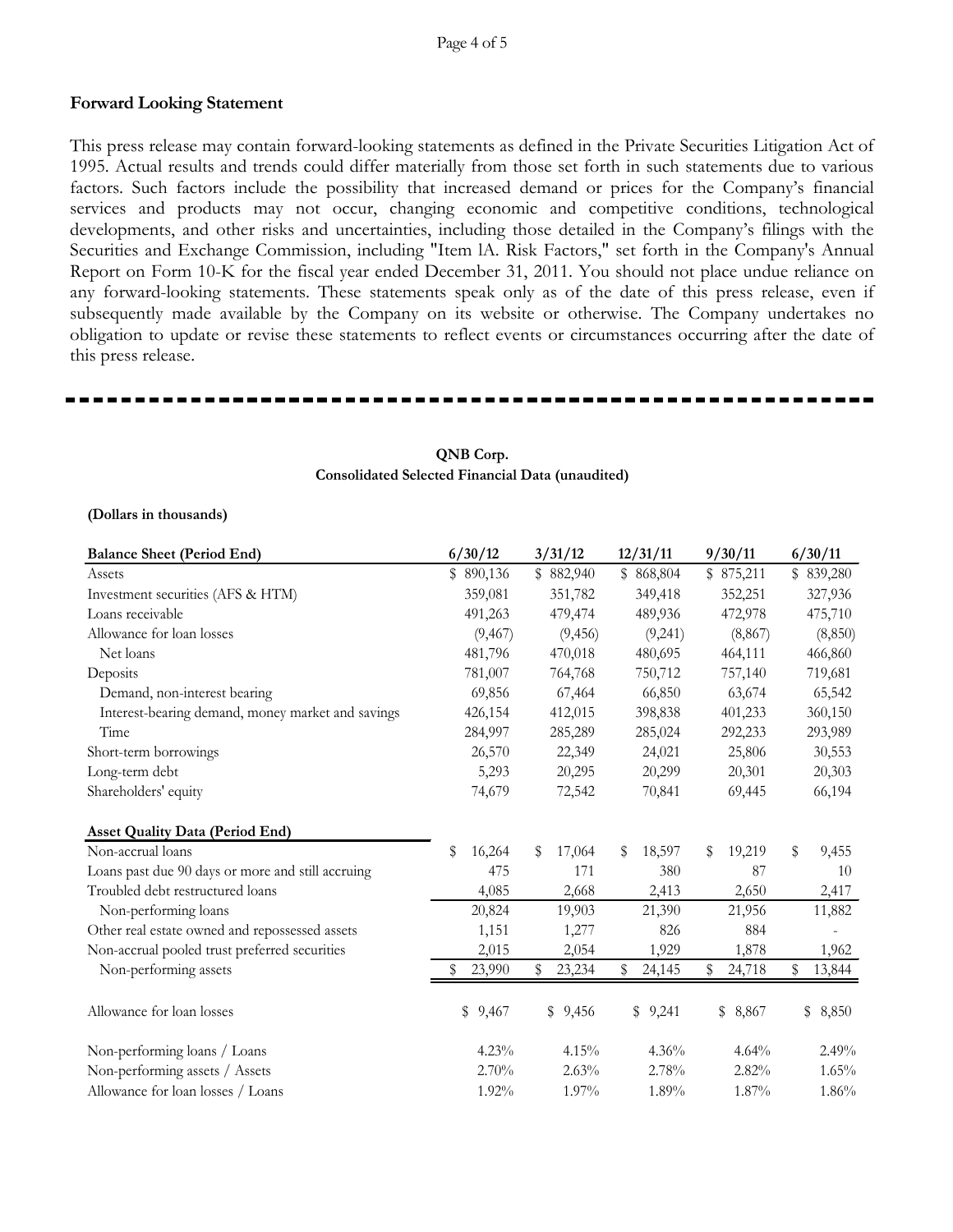## Forward Looking Statement

This press release may contain forward-looking statements as defined in the Private Securities Litigation Act of 1995. Actual results and trends could differ materially from those set forth in such statements due to various factors. Such factors include the possibility that increased demand or prices for the Company's financial services and products may not occur, changing economic and competitive conditions, technological developments, and other risks and uncertainties, including those detailed in the Company's filings with the Securities and Exchange Commission, including "Item lA. Risk Factors," set forth in the Company's Annual Report on Form 10-K for the fiscal year ended December 31, 2011. You should not place undue reliance on any forward-looking statements. These statements speak only as of the date of this press release, even if subsequently made available by the Company on its website or otherwise. The Company undertakes no obligation to update or revise these statements to reflect events or circumstances occurring after the date of this press release.

---

**QNB Corp.**
**Consolidated Selected Financial Data (unaudited)**

**(Dollars in thousands)**

| **Balance Sheet (Period End)** | 6/30/12 | 3/31/12 | 12/31/11 | 9/30/11 | 6/30/11 |
|---|---|---|---|---|---|
| Assets | $ 890,136 | $ 882,940 | $ 868,804 | $ 875,211 | $ 839,280 |
| Investment securities (AFS & HTM) | 359,081 | 351,782 | 349,418 | 352,251 | 327,936 |
| Loans receivable | 491,263 | 479,474 | 489,936 | 472,978 | 475,710 |
| Allowance for loan losses | (9,467) | (9,456) | (9,241) | (8,867) | (8,850) |
| Net loans | 481,796 | 470,018 | 480,695 | 464,111 | 466,860 |
| Deposits | 781,007 | 764,768 | 750,712 | 757,140 | 719,681 |
| Demand, non-interest bearing | 69,856 | 67,464 | 66,850 | 63,674 | 65,542 |
| Interest-bearing demand, money market and savings | 426,154 | 412,015 | 398,838 | 401,233 | 360,150 |
| Time | 284,997 | 285,289 | 285,024 | 292,233 | 293,989 |
| Short-term borrowings | 26,570 | 22,349 | 24,021 | 25,806 | 30,553 |
| Long-term debt | 5,293 | 20,295 | 20,299 | 20,301 | 20,303 |
| Shareholders' equity | 74,679 | 72,542 | 70,841 | 69,445 | 66,194 |
| | | | | | |
| **Asset Quality Data (Period End)** | | | | | |
| Non-accrual loans | $ 16,264 | $ 17,064 | $ 18,597 | $ 19,219 | $ 9,455 |
| Loans past due 90 days or more and still accruing | 475 | 171 | 380 | 87 | 10 |
| Troubled debt restructured loans | 4,085 | 2,668 | 2,413 | 2,650 | 2,417 |
| Non-performing loans | 20,824 | 19,903 | 21,390 | 21,956 | 11,882 |
| Other real estate owned and repossessed assets | 1,151 | 1,277 | 826 | 884 | - |
| Non-accrual pooled trust preferred securities | 2,015 | 2,054 | 1,929 | 1,878 | 1,962 |
| Non-performing assets | $ 23,990 | $ 23,234 | $ 24,145 | $ 24,718 | $ 13,844 |
| | | | | | |
| Allowance for loan losses | $ 9,467 | $ 9,456 | $ 9,241 | $ 8,867 | $ 8,850 |
| | | | | | |
| Non-performing loans / Loans | 4.23% | 4.15% | 4.36% | 4.64% | 2.49% |
| Non-performing assets / Assets | 2.70% | 2.63% | 2.78% | 2.82% | 1.65% |
| Allowance for loan losses / Loans | 1.92% | 1.97% | 1.89% | 1.87% | 1.86% |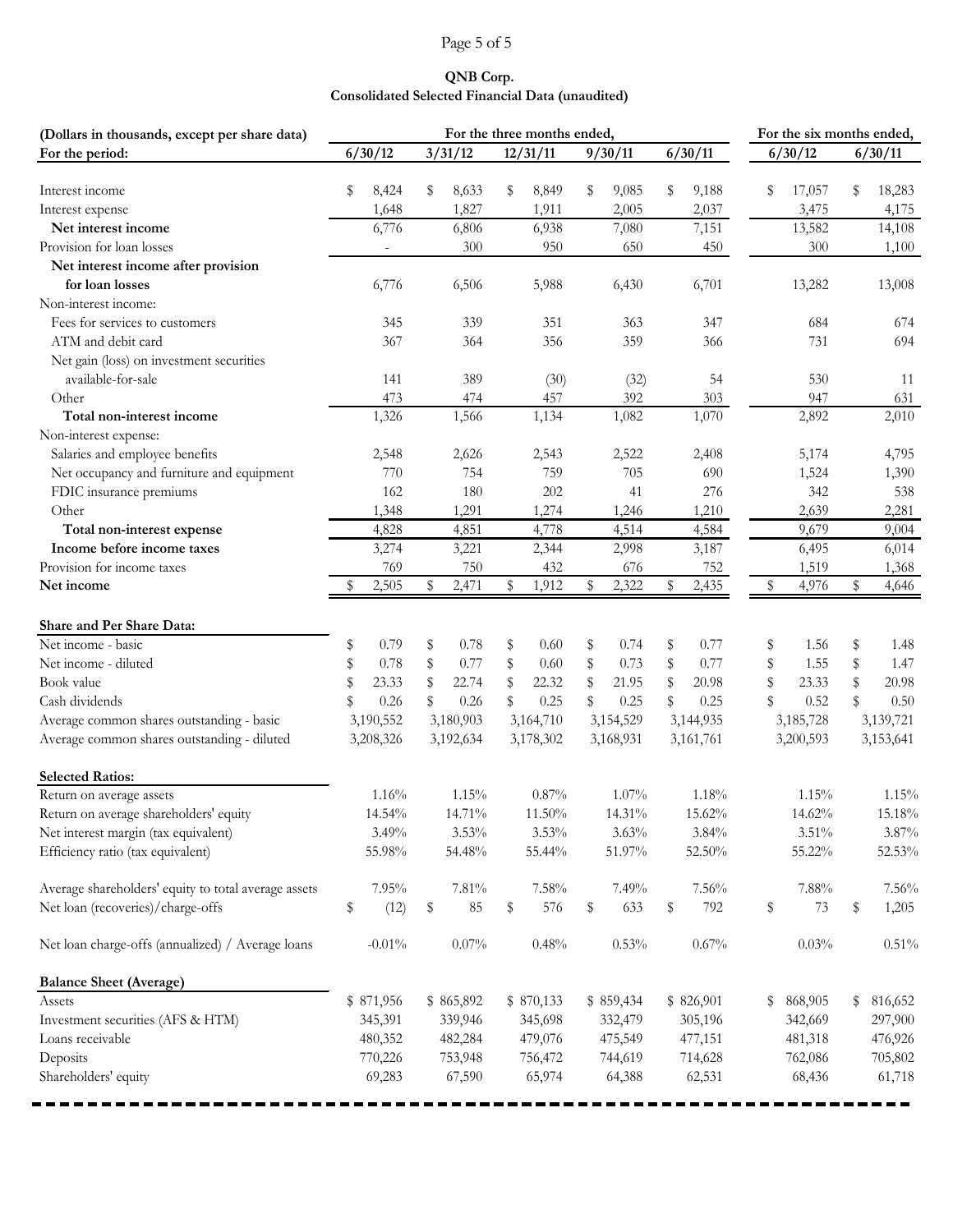**QNB Corp.**
**Consolidated Selected Financial Data (unaudited)**

| (Dollars in thousands, except per share data) | For the three months ended, | | | | | For the six months ended, | |
|---|---|---|---|---|---|---|---|
| **For the period:** | 6/30/12 | 3/31/12 | 12/31/11 | 9/30/11 | 6/30/11 | 6/30/12 | 6/30/11 |
| Interest income | $ 8,424 | $ 8,633 | $ 8,849 | $ 9,085 | $ 9,188 | $ 17,057 | $ 18,283 |
| Interest expense | 1,648 | 1,827 | 1,911 | 2,005 | 2,037 | 3,475 | 4,175 |
| **Net interest income** | 6,776 | 6,806 | 6,938 | 7,080 | 7,151 | 13,582 | 14,108 |
| Provision for loan losses | - | 300 | 950 | 650 | 450 | 300 | 1,100 |
| **Net interest income after provision for loan losses** | 6,776 | 6,506 | 5,988 | 6,430 | 6,701 | 13,282 | 13,008 |
| Non-interest income: | | | | | | | |
| Fees for services to customers | 345 | 339 | 351 | 363 | 347 | 684 | 674 |
| ATM and debit card | 367 | 364 | 356 | 359 | 366 | 731 | 694 |
| Net gain (loss) on investment securities available-for-sale | 141 | 389 | (30) | (32) | 54 | 530 | 11 |
| Other | 473 | 474 | 457 | 392 | 303 | 947 | 631 |
| **Total non-interest income** | 1,326 | 1,566 | 1,134 | 1,082 | 1,070 | 2,892 | 2,010 |
| Non-interest expense: | | | | | | | |
| Salaries and employee benefits | 2,548 | 2,626 | 2,543 | 2,522 | 2,408 | 5,174 | 4,795 |
| Net occupancy and furniture and equipment | 770 | 754 | 759 | 705 | 690 | 1,524 | 1,390 |
| FDIC insurance premiums | 162 | 180 | 202 | 41 | 276 | 342 | 538 |
| Other | 1,348 | 1,291 | 1,274 | 1,246 | 1,210 | 2,639 | 2,281 |
| **Total non-interest expense** | 4,828 | 4,851 | 4,778 | 4,514 | 4,584 | 9,679 | 9,004 |
| **Income before income taxes** | 3,274 | 3,221 | 2,344 | 2,998 | 3,187 | 6,495 | 6,014 |
| Provision for income taxes | 769 | 750 | 432 | 676 | 752 | 1,519 | 1,368 |
| **Net income** | $ 2,505 | $ 2,471 | $ 1,912 | $ 2,322 | $ 2,435 | $ 4,976 | $ 4,646 |
| **Share and Per Share Data:** | | | | | | | |
| Net income - basic | $ 0.79 | $ 0.78 | $ 0.60 | $ 0.74 | $ 0.77 | $ 1.56 | $ 1.48 |
| Net income - diluted | $ 0.78 | $ 0.77 | $ 0.60 | $ 0.73 | $ 0.77 | $ 1.55 | $ 1.47 |
| Book value | $ 23.33 | $ 22.74 | $ 22.32 | $ 21.95 | $ 20.98 | $ 23.33 | $ 20.98 |
| Cash dividends | $ 0.26 | $ 0.26 | $ 0.25 | $ 0.25 | $ 0.25 | $ 0.52 | $ 0.50 |
| Average common shares outstanding - basic | 3,190,552 | 3,180,903 | 3,164,710 | 3,154,529 | 3,144,935 | 3,185,728 | 3,139,721 |
| Average common shares outstanding - diluted | 3,208,326 | 3,192,634 | 3,178,302 | 3,168,931 | 3,161,761 | 3,200,593 | 3,153,641 |
| **Selected Ratios:** | | | | | | | |
| Return on average assets | 1.16% | 1.15% | 0.87% | 1.07% | 1.18% | 1.15% | 1.15% |
| Return on average shareholders' equity | 14.54% | 14.71% | 11.50% | 14.31% | 15.62% | 14.62% | 15.18% |
| Net interest margin (tax equivalent) | 3.49% | 3.53% | 3.53% | 3.63% | 3.84% | 3.51% | 3.87% |
| Efficiency ratio (tax equivalent) | 55.98% | 54.48% | 55.44% | 51.97% | 52.50% | 55.22% | 52.53% |
| Average shareholders' equity to total average assets | 7.95% | 7.81% | 7.58% | 7.49% | 7.56% | 7.88% | 7.56% |
| Net loan (recoveries)/charge-offs | $ (12) | $ 85 | $ 576 | $ 633 | $ 792 | $ 73 | $ 1,205 |
| Net loan charge-offs (annualized) / Average loans | -0.01% | 0.07% | 0.48% | 0.53% | 0.67% | 0.03% | 0.51% |
| **Balance Sheet (Average)** | | | | | | | |
| Assets | $ 871,956 | $ 865,892 | $ 870,133 | $ 859,434 | $ 826,901 | $ 868,905 | $ 816,652 |
| Investment securities (AFS & HTM) | 345,391 | 339,946 | 345,698 | 332,479 | 305,196 | 342,669 | 297,900 |
| Loans receivable | 480,352 | 482,284 | 479,076 | 475,549 | 477,151 | 481,318 | 476,926 |
| Deposits | 770,226 | 753,948 | 756,472 | 744,619 | 714,628 | 762,086 | 705,802 |
| Shareholders' equity | 69,283 | 67,590 | 65,974 | 64,388 | 62,531 | 68,436 | 61,718 |